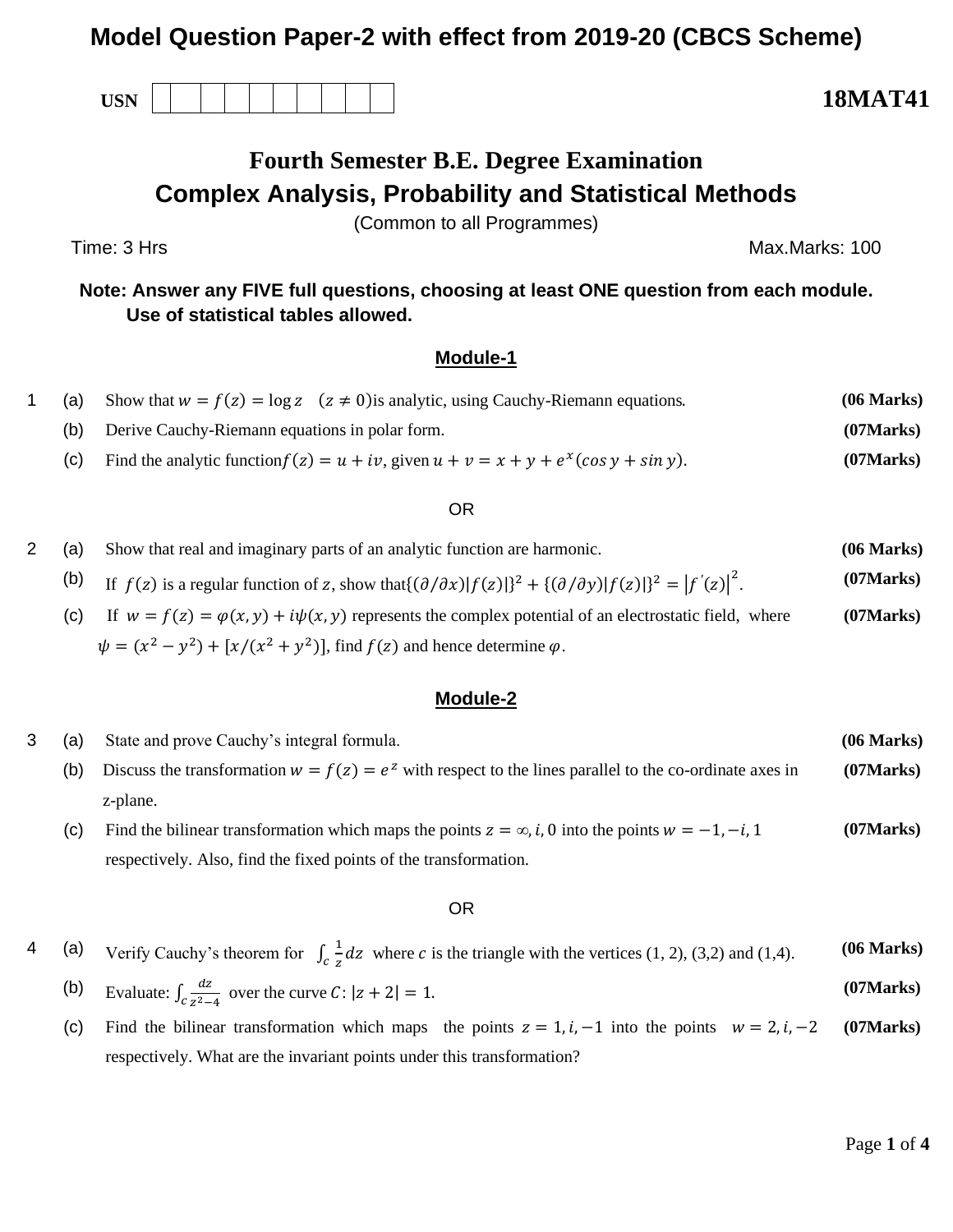# Model Question Paper-2 with effect from 2019-20 (CBCS Scheme)

USN | | | | | | | | | | |

**18MAT41**

## Fourth Semester B.E. Degree Examination

## Complex Analysis, Probability and Statistical Methods

(Common to all Programmes)

Time: 3 Hrs Max.Marks: 100

**Note: Answer any FIVE full questions, choosing at least ONE question from each module. Use of statistical tables allowed.**

### Module-1

1 (a) Show that $w = f(z) = \log z \quad (z \neq 0)$ is analytic, using Cauchy-Riemann equations. **(06 Marks)**

(b) Derive Cauchy-Riemann equations in polar form. **(07Marks)**

(c) Find the analytic function $f(z) = u + iv$, given $u + v = x + y + e^{x}(\cos y + \sin y)$. **(07Marks)**

OR

2 (a) Show that real and imaginary parts of an analytic function are harmonic. **(06 Marks)**

(b) If $f(z)$ is a regular function of $z$, show that $\{(\partial/\partial x)|f(z)|\}^2 + \{(\partial/\partial y)|f(z)|\}^2 = |f'(z)|^2$. **(07Marks)**

(c) If $w = f(z) = \varphi(x, y) + i\psi(x, y)$ represents the complex potential of an electrostatic field, where $\psi = (x^2 - y^2) + [x/(x^2 + y^2)]$, find $f(z)$ and hence determine $\varphi$. **(07Marks)**

### Module-2

3 (a) State and prove Cauchy's integral formula. **(06 Marks)**

(b) Discuss the transformation $w = f(z) = e^{z}$ with respect to the lines parallel to the co-ordinate axes in z-plane. **(07Marks)**

(c) Find the bilinear transformation which maps the points $z = \infty, i, 0$ into the points $w = -1, -i, 1$ respectively. Also, find the fixed points of the transformation. **(07Marks)**

OR

4 (a) Verify Cauchy's theorem for $\int_{c} \frac{1}{z} dz$ where $c$ is the triangle with the vertices (1, 2), (3,2) and (1,4). **(06 Marks)**

(b) Evaluate: $\int_{c} \frac{dz}{z^2 - 4}$ over the curve $C: |z + 2| = 1$. **(07Marks)**

(c) Find the bilinear transformation which maps the points $z = 1, i, -1$ into the points $w = 2, i, -2$ respectively. What are the invariant points under this transformation? **(07Marks)**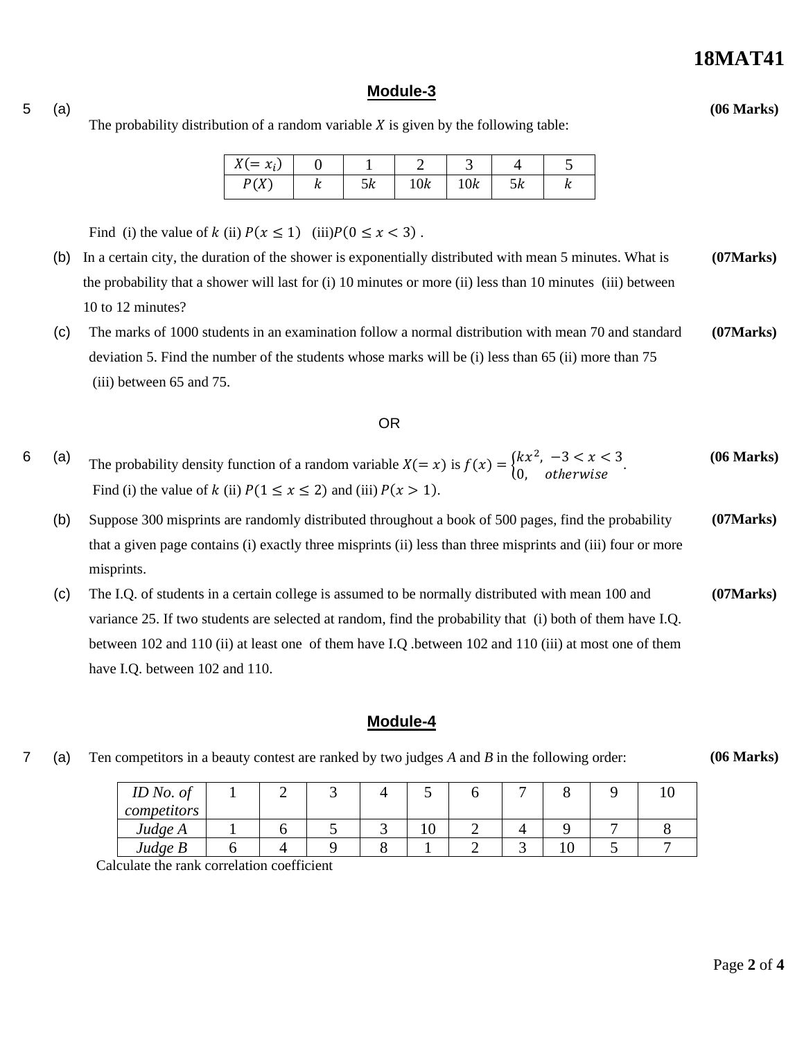## Module-3

5 (a) The probability distribution of a random variable $X$ is given by the following table: **(06 Marks)**

| $X(=x_i)$ | 0 | 1 | 2 | 3 | 4 | 5 |
|---|---|---|---|---|---|---|
| $P(X)$ | $k$ | $5k$ | $10k$ | $10k$ | $5k$ | $k$ |

Find (i) the value of $k$ (ii) $P(x \leq 1)$ (iii) $P(0 \leq x < 3)$ .

(b) In a certain city, the duration of the shower is exponentially distributed with mean 5 minutes. What is the probability that a shower will last for (i) 10 minutes or more (ii) less than 10 minutes (iii) between 10 to 12 minutes? **(07Marks)**

(c) The marks of 1000 students in an examination follow a normal distribution with mean 70 and standard deviation 5. Find the number of the students whose marks will be (i) less than 65 (ii) more than 75 (iii) between 65 and 75. **(07Marks)**

OR

6 (a) The probability density function of a random variable $X(=x)$ is $f(x) = \begin{cases} kx^2, & -3 < x < 3 \\ 0, & otherwise \end{cases}$. **(06 Marks)**
Find (i) the value of $k$ (ii) $P(1 \leq x \leq 2)$ and (iii) $P(x > 1)$.

(b) Suppose 300 misprints are randomly distributed throughout a book of 500 pages, find the probability that a given page contains (i) exactly three misprints (ii) less than three misprints and (iii) four or more misprints. **(07Marks)**

(c) The I.Q. of students in a certain college is assumed to be normally distributed with mean 100 and variance 25. If two students are selected at random, find the probability that (i) both of them have I.Q. between 102 and 110 (ii) at least one of them have I.Q .between 102 and 110 (iii) at most one of them have I.Q. between 102 and 110. **(07Marks)**

## Module-4

7 (a) Ten competitors in a beauty contest are ranked by two judges *A* and *B* in the following order: **(06 Marks)**

| *ID No. of competitors* | 1 | 2 | 3 | 4 | 5 | 6 | 7 | 8 | 9 | 10 |
|---|---|---|---|---|---|---|---|---|---|---|
| *Judge A* | 1 | 6 | 5 | 3 | 10 | 2 | 4 | 9 | 7 | 8 |
| *Judge B* | 6 | 4 | 9 | 8 | 1 | 2 | 3 | 10 | 5 | 7 |

Calculate the rank correlation coefficient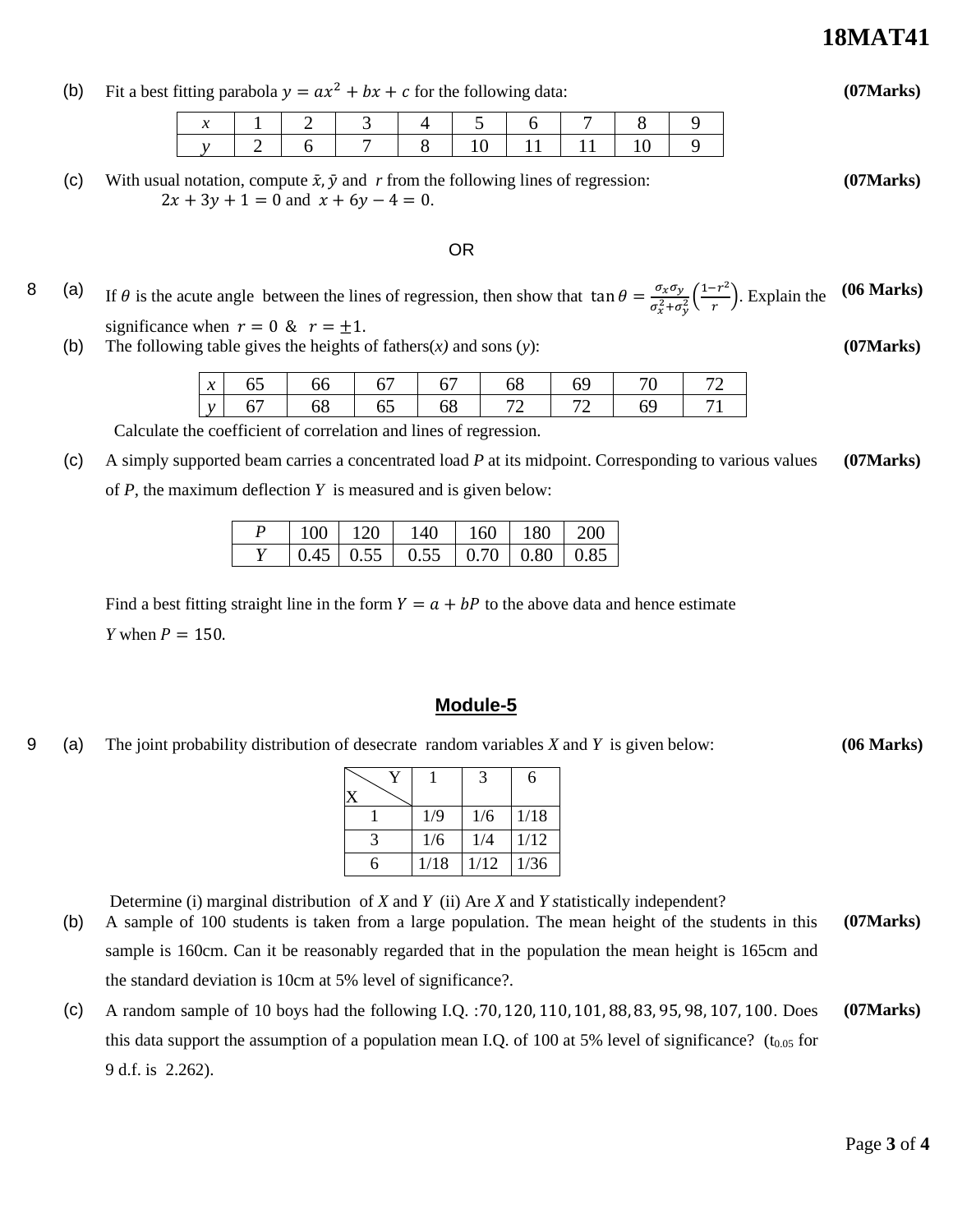(b) Fit a best fitting parabola $y = ax^2 + bx + c$ for the following data: **(07Marks)**

| $x$ | 1 | 2 | 3 | 4 | 5 | 6 | 7 | 8 | 9 |
|---|---|---|---|---|---|---|---|---|---|
| $y$ | 2 | 6 | 7 | 8 | 10 | 11 | 11 | 10 | 9 |

(c) With usual notation, compute $\bar{x}, \bar{y}$ and $r$ from the following lines of regression: **(07Marks)**

$2x + 3y + 1 = 0$ and $x + 6y - 4 = 0$.

OR

8 (a) If $\theta$ is the acute angle between the lines of regression, then show that $\tan\theta = \frac{\sigma_x \sigma_y}{\sigma_x^2 + \sigma_y^2}\left(\frac{1-r^2}{r}\right)$. Explain the significance when $r = 0$ & $r = \pm 1$. **(06 Marks)**

(b) The following table gives the heights of fathers($x$) and sons ($y$): **(07Marks)**

| $x$ | 65 | 66 | 67 | 67 | 68 | 69 | 70 | 72 |
|---|---|---|---|---|---|---|---|---|
| $y$ | 67 | 68 | 65 | 68 | 72 | 72 | 69 | 71 |

Calculate the coefficient of correlation and lines of regression.

(c) A simply supported beam carries a concentrated load $P$ at its midpoint. Corresponding to various values of $P$, the maximum deflection $Y$ is measured and is given below: **(07Marks)**

| $P$ | 100 | 120 | 140 | 160 | 180 | 200 |
|---|---|---|---|---|---|---|
| $Y$ | 0.45 | 0.55 | 0.55 | 0.70 | 0.80 | 0.85 |

Find a best fitting straight line in the form $Y = a + bP$ to the above data and hence estimate $Y$ when $P = 150$.

## Module-5

9 (a) The joint probability distribution of desecrate random variables $X$ and $Y$ is given below: **(06 Marks)**

| X \ Y | 1 | 3 | 6 |
|---|---|---|---|
| 1 | 1/9 | 1/6 | 1/18 |
| 3 | 1/6 | 1/4 | 1/12 |
| 6 | 1/18 | 1/12 | 1/36 |

Determine (i) marginal distribution of $X$ and $Y$ (ii) Are $X$ and $Y$ statistically independent?

(b) A sample of 100 students is taken from a large population. The mean height of the students in this sample is 160cm. Can it be reasonably regarded that in the population the mean height is 165cm and the standard deviation is 10cm at 5% level of significance?. **(07Marks)**

(c) A random sample of 10 boys had the following I.Q. :70, 120, 110, 101, 88, 83, 95, 98, 107, 100. Does this data support the assumption of a population mean I.Q. of 100 at 5% level of significance? ($t_{0.05}$ for 9 d.f. is 2.262). **(07Marks)**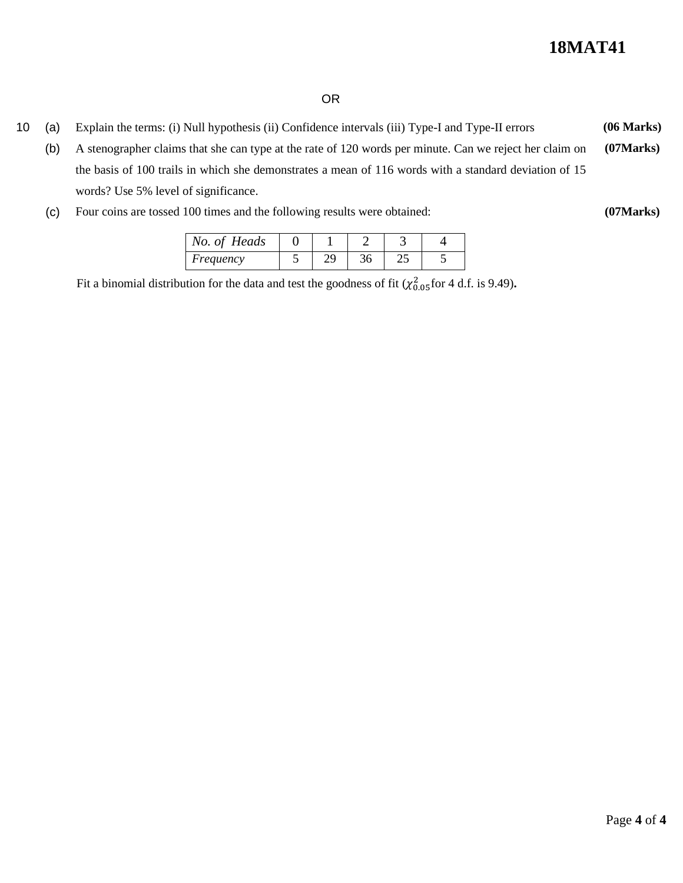OR

10 (a) Explain the terms: (i) Null hypothesis (ii) Confidence intervals (iii) Type-I and Type-II errors **(06 Marks)**

(b) A stenographer claims that she can type at the rate of 120 words per minute. Can we reject her claim on the basis of 100 trails in which she demonstrates a mean of 116 words with a standard deviation of 15 words? Use 5% level of significance. **(07Marks)**

(c) Four coins are tossed 100 times and the following results were obtained: **(07Marks)**

| *No. of Heads* | 0 | 1 | 2 | 3 | 4 |
|---|---|---|---|---|---|
| *Frequency* | 5 | 29 | 36 | 25 | 5 |

Fit a binomial distribution for the data and test the goodness of fit ($\chi^2_{0.05}$ for 4 d.f. is 9.49)**.**